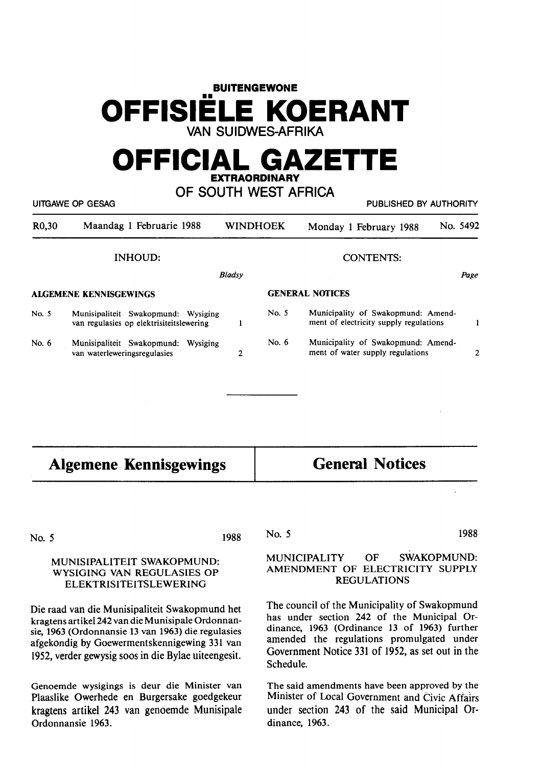# BUITENGEWONE OFFISIËLE KOERANT VAN SUIDWES-AFRIKA

# OFFICIAL GAZETTE EXTRAORDINARY OF SOUTH WEST AFRICA

UITGAWE OP GESAG — PUBLISHED BY AUTHORITY

R0,30 — Maandag 1 Februarie 1988 — WINDHOEK — Monday 1 February 1988 — No. 5492

## INHOUD:

| | | Bladsy |
|---|---|---|
| **ALGEMENE KENNISGEWINGS** | | |
| No. 5 | Munisipaliteit Swakopmund: Wysiging van regulasies op elektrisiteitslewering | 1 |
| No. 6 | Munisipaliteit Swakopmund: Wysiging van waterleweringsregulasies | 2 |

## CONTENTS:

| | | Page |
|---|---|---|
| **GENERAL NOTICES** | | |
| No. 5 | Municipality of Swakopmund: Amendment of electricity supply regulations | 1 |
| No. 6 | Municipality of Swakopmund: Amendment of water supply regulations | 2 |

---

## Algemene Kennisgewings

No. 5 — 1988

### MUNISIPALITEIT SWAKOPMUND: WYSIGING VAN REGULASIES OP ELEKTRISITEITSLEWERING

Die raad van die Munisipaliteit Swakopmund het kragtens artikel 242 van die Munisipale Ordonnansie, 1963 (Ordonnansie 13 van 1963) die regulasies afgekondig by Goewermentskennisgewing 331 van 1952, verder gewysig soos in die Bylae uiteengesit.

Genoemde wysigings is deur die Minister van Plaaslike Owerhede en Burgersake goedgekeur kragtens artikel 243 van genoemde Munisipale Ordonnansie 1963.

## General Notices

No. 5 — 1988

### MUNICIPALITY OF SWAKOPMUND: AMENDMENT OF ELECTRICITY SUPPLY REGULATIONS

The council of the Municipality of Swakopmund has under section 242 of the Municipal Ordinance, 1963 (Ordinance 13 of 1963) further amended the regulations promulgated under Government Notice 331 of 1952, as set out in the Schedule.

The said amendments have been approved by the Minister of Local Government and Civic Affairs under section 243 of the said Municipal Ordinance, 1963.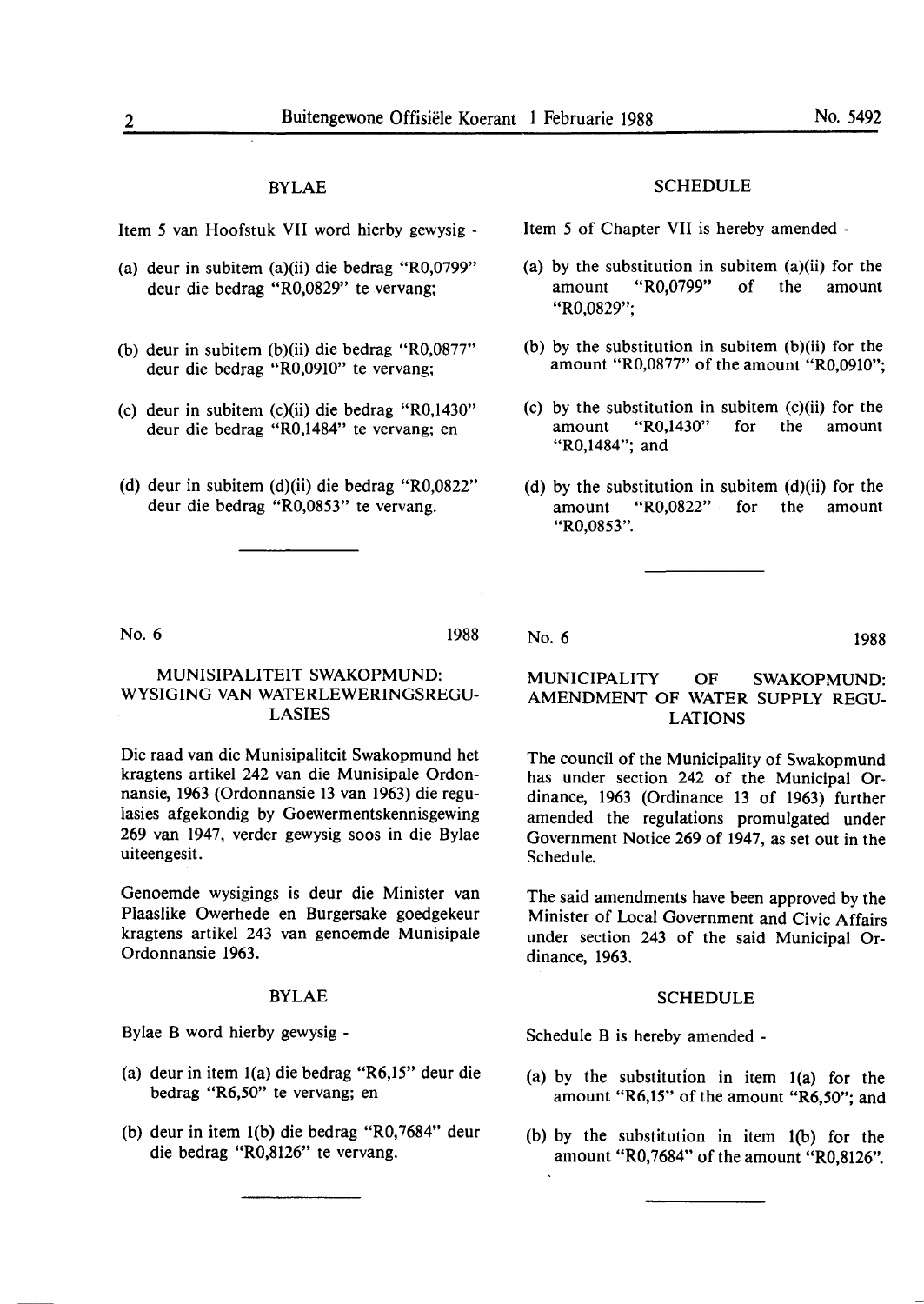## BYLAE

Item 5 van Hoofstuk VII word hierby gewysig -

(a) deur in subitem (a)(ii) die bedrag "R0,0799" deur die bedrag "R0,0829" te vervang;

(b) deur in subitem (b)(ii) die bedrag "R0,0877" deur die bedrag "R0,0910" te vervang;

(c) deur in subitem (c)(ii) die bedrag "R0,1430" deur die bedrag "R0,1484" te vervang; en

(d) deur in subitem (d)(ii) die bedrag "R0,0822" deur die bedrag "R0,0853" te vervang.

## SCHEDULE

Item 5 of Chapter VII is hereby amended -

(a) by the substitution in subitem (a)(ii) for the amount "R0,0799" of the amount "R0,0829";

(b) by the substitution in subitem (b)(ii) for the amount "R0,0877" of the amount "R0,0910";

(c) by the substitution in subitem (c)(ii) for the amount "R0,1430" for the amount "R0,1484"; and

(d) by the substitution in subitem (d)(ii) for the amount "R0,0822" for the amount "R0,0853".

---

No. 6 1988

## MUNISIPALITEIT SWAKOPMUND: WYSIGING VAN WATERLEWERINGSREGULASIES

Die raad van die Munisipaliteit Swakopmund het kragtens artikel 242 van die Munisipale Ordonnansie, 1963 (Ordonnansie 13 van 1963) die regulasies afgekondig by Goewermentskennisgewing 269 van 1947, verder gewysig soos in die Bylae uiteengesit.

Genoemde wysigings is deur die Minister van Plaaslike Owerhede en Burgersake goedgekeur kragtens artikel 243 van genoemde Munisipale Ordonnansie 1963.

## BYLAE

Bylae B word hierby gewysig -

(a) deur in item 1(a) die bedrag "R6,15" deur die bedrag "R6,50" te vervang; en

(b) deur in item 1(b) die bedrag "R0,7684" deur die bedrag "R0,8126" te vervang.

---

No. 6 1988

## MUNICIPALITY OF SWAKOPMUND: AMENDMENT OF WATER SUPPLY REGULATIONS

The council of the Municipality of Swakopmund has under section 242 of the Municipal Ordinance, 1963 (Ordinance 13 of 1963) further amended the regulations promulgated under Government Notice 269 of 1947, as set out in the Schedule.

The said amendments have been approved by the Minister of Local Government and Civic Affairs under section 243 of the said Municipal Ordinance, 1963.

## SCHEDULE

Schedule B is hereby amended -

(a) by the substitution in item 1(a) for the amount "R6,15" of the amount "R6,50"; and

(b) by the substitution in item 1(b) for the amount "R0,7684" of the amount "R0,8126".